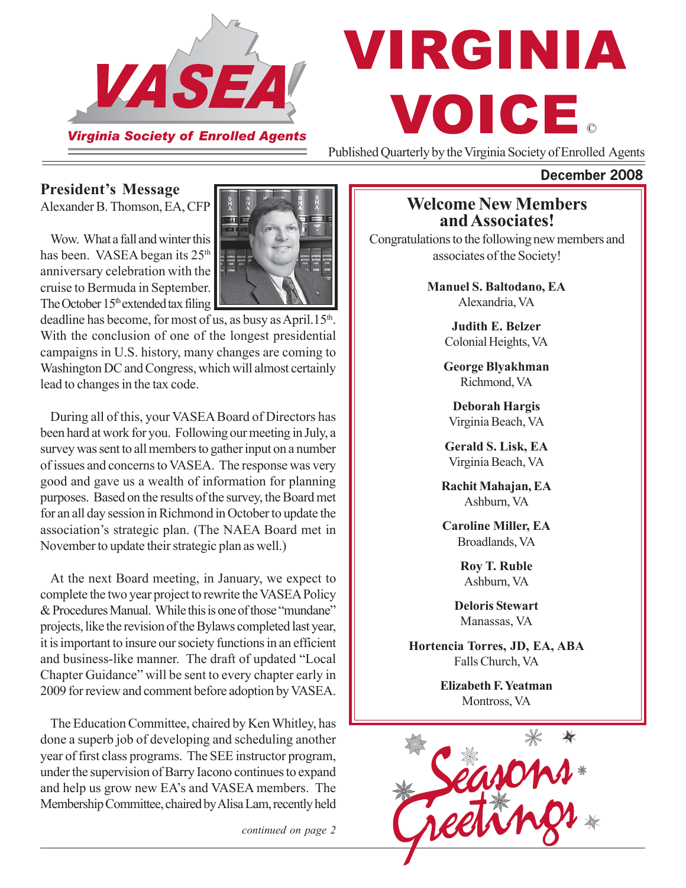# VIRGINIA VOICE©

VASEA — Virginia Society of Enrolled Agents

Published Quarterly by the Virginia Society of Enrolled Agents

**December 2008**

## President's Message

Alexander B. Thomson, EA, CFP

Wow. What a fall and winter this has been. VASEA began its 25th anniversary celebration with the cruise to Bermuda in September. The October 15th extended tax filing deadline has become, for most of us, as busy as April.15th. With the conclusion of one of the longest presidential campaigns in U.S. history, many changes are coming to Washington DC and Congress, which will almost certainly lead to changes in the tax code.

During all of this, your VASEA Board of Directors has been hard at work for you. Following our meeting in July, a survey was sent to all members to gather input on a number of issues and concerns to VASEA. The response was very good and gave us a wealth of information for planning purposes. Based on the results of the survey, the Board met for an all day session in Richmond in October to update the association's strategic plan. (The NAEA Board met in November to update their strategic plan as well.)

At the next Board meeting, in January, we expect to complete the two year project to rewrite the VASEA Policy & Procedures Manual. While this is one of those "mundane" projects, like the revision of the Bylaws completed last year, it is important to insure our society functions in an efficient and business-like manner. The draft of updated "Local Chapter Guidance" will be sent to every chapter early in 2009 for review and comment before adoption by VASEA.

The Education Committee, chaired by Ken Whitley, has done a superb job of developing and scheduling another year of first class programs. The SEE instructor program, under the supervision of Barry Iacono continues to expand and help us grow new EA's and VASEA members. The Membership Committee, chaired by Alisa Lam, recently held

*continued on page 2*

## Welcome New Members and Associates!

Congratulations to the following new members and associates of the Society!

**Manuel S. Baltodano, EA**
Alexandria, VA

**Judith E. Belzer**
Colonial Heights, VA

**George Blyakhman**
Richmond, VA

**Deborah Hargis**
Virginia Beach, VA

**Gerald S. Lisk, EA**
Virginia Beach, VA

**Rachit Mahajan, EA**
Ashburn, VA

**Caroline Miller, EA**
Broadlands, VA

**Roy T. Ruble**
Ashburn, VA

**Deloris Stewart**
Manassas, VA

**Hortencia Torres, JD, EA, ABA**
Falls Church, VA

**Elizabeth F. Yeatman**
Montross, VA

Seasons Greetings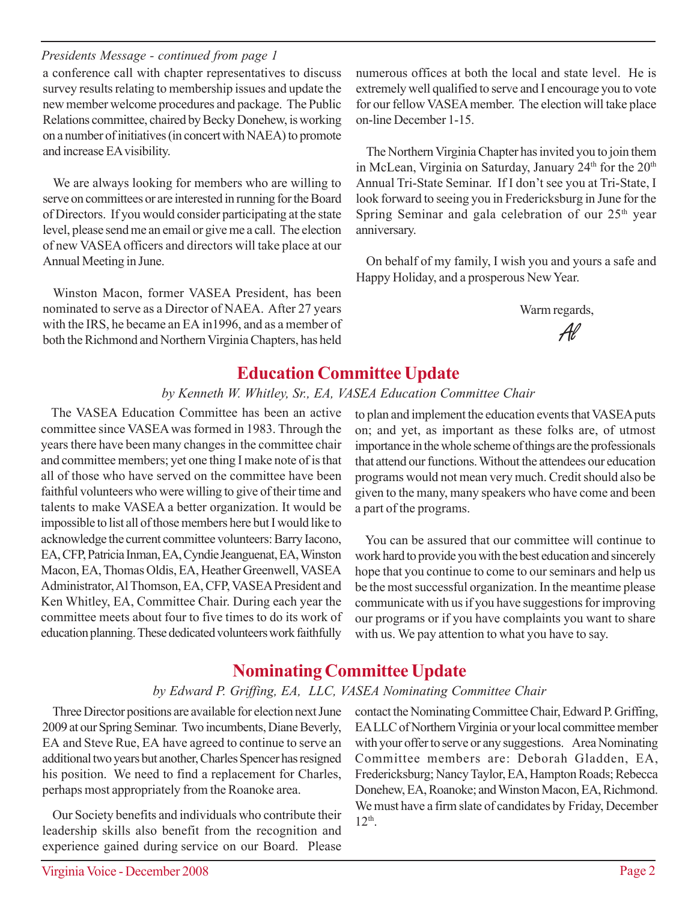*Presidents Message - continued from page 1*

a conference call with chapter representatives to discuss survey results relating to membership issues and update the new member welcome procedures and package. The Public Relations committee, chaired by Becky Donehew, is working on a number of initiatives (in concert with NAEA) to promote and increase EA visibility.

We are always looking for members who are willing to serve on committees or are interested in running for the Board of Directors. If you would consider participating at the state level, please send me an email or give me a call. The election of new VASEA officers and directors will take place at our Annual Meeting in June.

Winston Macon, former VASEA President, has been nominated to serve as a Director of NAEA. After 27 years with the IRS, he became an EA in1996, and as a member of both the Richmond and Northern Virginia Chapters, has held numerous offices at both the local and state level. He is extremely well qualified to serve and I encourage you to vote for our fellow VASEA member. The election will take place on-line December 1-15.

The Northern Virginia Chapter has invited you to join them in McLean, Virginia on Saturday, January 24th for the 20th Annual Tri-State Seminar. If I don't see you at Tri-State, I look forward to seeing you in Fredericksburg in June for the Spring Seminar and gala celebration of our 25th year anniversary.

On behalf of my family, I wish you and yours a safe and Happy Holiday, and a prosperous New Year.

Warm regards,

*Al*

## Education Committee Update

*by Kenneth W. Whitley, Sr., EA, VASEA Education Committee Chair*

The VASEA Education Committee has been an active committee since VASEA was formed in 1983. Through the years there have been many changes in the committee chair and committee members; yet one thing I make note of is that all of those who have served on the committee have been faithful volunteers who were willing to give of their time and talents to make VASEA a better organization. It would be impossible to list all of those members here but I would like to acknowledge the current committee volunteers: Barry Iacono, EA, CFP, Patricia Inman, EA, Cyndie Jeanguenat, EA, Winston Macon, EA, Thomas Oldis, EA, Heather Greenwell, VASEA Administrator, Al Thomson, EA, CFP, VASEA President and Ken Whitley, EA, Committee Chair. During each year the committee meets about four to five times to do its work of education planning. These dedicated volunteers work faithfully to plan and implement the education events that VASEA puts on; and yet, as important as these folks are, of utmost importance in the whole scheme of things are the professionals that attend our functions. Without the attendees our education programs would not mean very much. Credit should also be given to the many, many speakers who have come and been a part of the programs.

You can be assured that our committee will continue to work hard to provide you with the best education and sincerely hope that you continue to come to our seminars and help us be the most successful organization. In the meantime please communicate with us if you have suggestions for improving our programs or if you have complaints you want to share with us. We pay attention to what you have to say.

## Nominating Committee Update

*by Edward P. Griffing, EA, LLC, VASEA Nominating Committee Chair*

Three Director positions are available for election next June 2009 at our Spring Seminar. Two incumbents, Diane Beverly, EA and Steve Rue, EA have agreed to continue to serve an additional two years but another, Charles Spencer has resigned his position. We need to find a replacement for Charles, perhaps most appropriately from the Roanoke area.

Our Society benefits and individuals who contribute their leadership skills also benefit from the recognition and experience gained during service on our Board. Please contact the Nominating Committee Chair, Edward P. Griffing, EA LLC of Northern Virginia or your local committee member with your offer to serve or any suggestions. Area Nominating Committee members are: Deborah Gladden, EA, Fredericksburg; Nancy Taylor, EA, Hampton Roads; Rebecca Donehew, EA, Roanoke; and Winston Macon, EA, Richmond. We must have a firm slate of candidates by Friday, December 12th.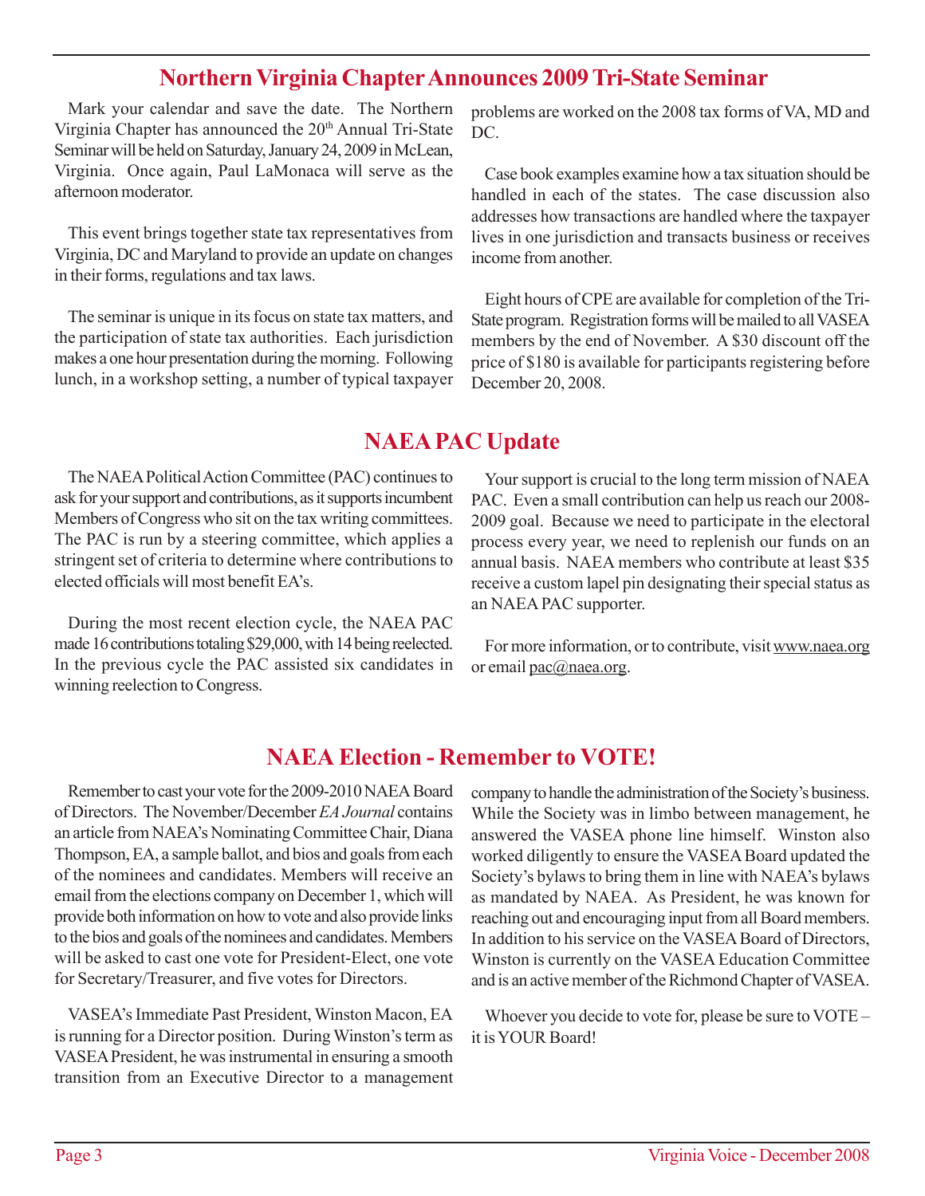## Northern Virginia Chapter Announces 2009 Tri-State Seminar

Mark your calendar and save the date. The Northern Virginia Chapter has announced the 20th Annual Tri-State Seminar will be held on Saturday, January 24, 2009 in McLean, Virginia. Once again, Paul LaMonaca will serve as the afternoon moderator.

This event brings together state tax representatives from Virginia, DC and Maryland to provide an update on changes in their forms, regulations and tax laws.

The seminar is unique in its focus on state tax matters, and the participation of state tax authorities. Each jurisdiction makes a one hour presentation during the morning. Following lunch, in a workshop setting, a number of typical taxpayer problems are worked on the 2008 tax forms of VA, MD and DC.

Case book examples examine how a tax situation should be handled in each of the states. The case discussion also addresses how transactions are handled where the taxpayer lives in one jurisdiction and transacts business or receives income from another.

Eight hours of CPE are available for completion of the Tri-State program. Registration forms will be mailed to all VASEA members by the end of November. A $30 discount off the price of $180 is available for participants registering before December 20, 2008.

## NAEA PAC Update

The NAEA Political Action Committee (PAC) continues to ask for your support and contributions, as it supports incumbent Members of Congress who sit on the tax writing committees. The PAC is run by a steering committee, which applies a stringent set of criteria to determine where contributions to elected officials will most benefit EA's.

During the most recent election cycle, the NAEA PAC made 16 contributions totaling $29,000, with 14 being reelected. In the previous cycle the PAC assisted six candidates in winning reelection to Congress.

Your support is crucial to the long term mission of NAEA PAC. Even a small contribution can help us reach our 2008-2009 goal. Because we need to participate in the electoral process every year, we need to replenish our funds on an annual basis. NAEA members who contribute at least $35 receive a custom lapel pin designating their special status as an NAEA PAC supporter.

For more information, or to contribute, visit www.naea.org or email pac@naea.org.

## NAEA Election - Remember to VOTE!

Remember to cast your vote for the 2009-2010 NAEA Board of Directors. The November/December *EA Journal* contains an article from NAEA's Nominating Committee Chair, Diana Thompson, EA, a sample ballot, and bios and goals from each of the nominees and candidates. Members will receive an email from the elections company on December 1, which will provide both information on how to vote and also provide links to the bios and goals of the nominees and candidates. Members will be asked to cast one vote for President-Elect, one vote for Secretary/Treasurer, and five votes for Directors.

VASEA's Immediate Past President, Winston Macon, EA is running for a Director position. During Winston's term as VASEA President, he was instrumental in ensuring a smooth transition from an Executive Director to a management company to handle the administration of the Society's business. While the Society was in limbo between management, he answered the VASEA phone line himself. Winston also worked diligently to ensure the VASEA Board updated the Society's bylaws to bring them in line with NAEA's bylaws as mandated by NAEA. As President, he was known for reaching out and encouraging input from all Board members. In addition to his service on the VASEA Board of Directors, Winston is currently on the VASEA Education Committee and is an active member of the Richmond Chapter of VASEA.

Whoever you decide to vote for, please be sure to VOTE – it is YOUR Board!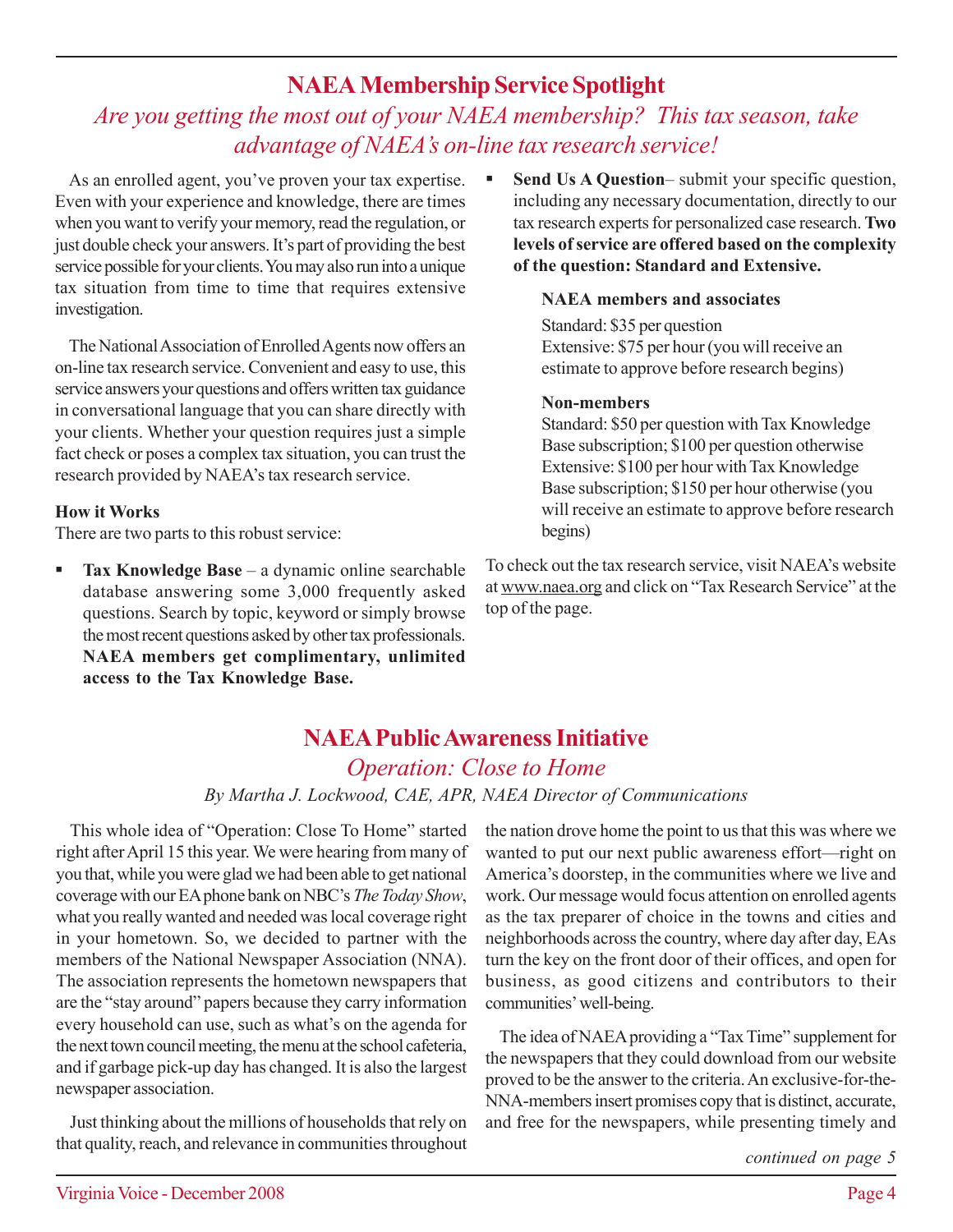## NAEA Membership Service Spotlight

*Are you getting the most out of your NAEA membership? This tax season, take advantage of NAEA's on-line tax research service!*

As an enrolled agent, you've proven your tax expertise. Even with your experience and knowledge, there are times when you want to verify your memory, read the regulation, or just double check your answers. It's part of providing the best service possible for your clients. You may also run into a unique tax situation from time to time that requires extensive investigation.

The National Association of Enrolled Agents now offers an on-line tax research service. Convenient and easy to use, this service answers your questions and offers written tax guidance in conversational language that you can share directly with your clients. Whether your question requires just a simple fact check or poses a complex tax situation, you can trust the research provided by NAEA's tax research service.

**How it Works**

There are two parts to this robust service:

- **Tax Knowledge Base** – a dynamic online searchable database answering some 3,000 frequently asked questions. Search by topic, keyword or simply browse the most recent questions asked by other tax professionals. **NAEA members get complimentary, unlimited access to the Tax Knowledge Base.**
- **Send Us A Question**– submit your specific question, including any necessary documentation, directly to our tax research experts for personalized case research. **Two levels of service are offered based on the complexity of the question: Standard and Extensive.**

  **NAEA members and associates**
  Standard: $35 per question
  Extensive: $75 per hour (you will receive an estimate to approve before research begins)

  **Non-members**
  Standard: $50 per question with Tax Knowledge Base subscription; $100 per question otherwise
  Extensive: $100 per hour with Tax Knowledge Base subscription; $150 per hour otherwise (you will receive an estimate to approve before research begins)

To check out the tax research service, visit NAEA's website at www.naea.org and click on "Tax Research Service" at the top of the page.

## NAEA Public Awareness Initiative

*Operation: Close to Home*

*By Martha J. Lockwood, CAE, APR, NAEA Director of Communications*

This whole idea of "Operation: Close To Home" started right after April 15 this year. We were hearing from many of you that, while you were glad we had been able to get national coverage with our EA phone bank on NBC's *The Today Show*, what you really wanted and needed was local coverage right in your hometown. So, we decided to partner with the members of the National Newspaper Association (NNA). The association represents the hometown newspapers that are the "stay around" papers because they carry information every household can use, such as what's on the agenda for the next town council meeting, the menu at the school cafeteria, and if garbage pick-up day has changed. It is also the largest newspaper association.

Just thinking about the millions of households that rely on that quality, reach, and relevance in communities throughout the nation drove home the point to us that this was where we wanted to put our next public awareness effort—right on America's doorstep, in the communities where we live and work. Our message would focus attention on enrolled agents as the tax preparer of choice in the towns and cities and neighborhoods across the country, where day after day, EAs turn the key on the front door of their offices, and open for business, as good citizens and contributors to their communities' well-being.

The idea of NAEA providing a "Tax Time" supplement for the newspapers that they could download from our website proved to be the answer to the criteria. An exclusive-for-the-NNA-members insert promises copy that is distinct, accurate, and free for the newspapers, while presenting timely and

*continued on page 5*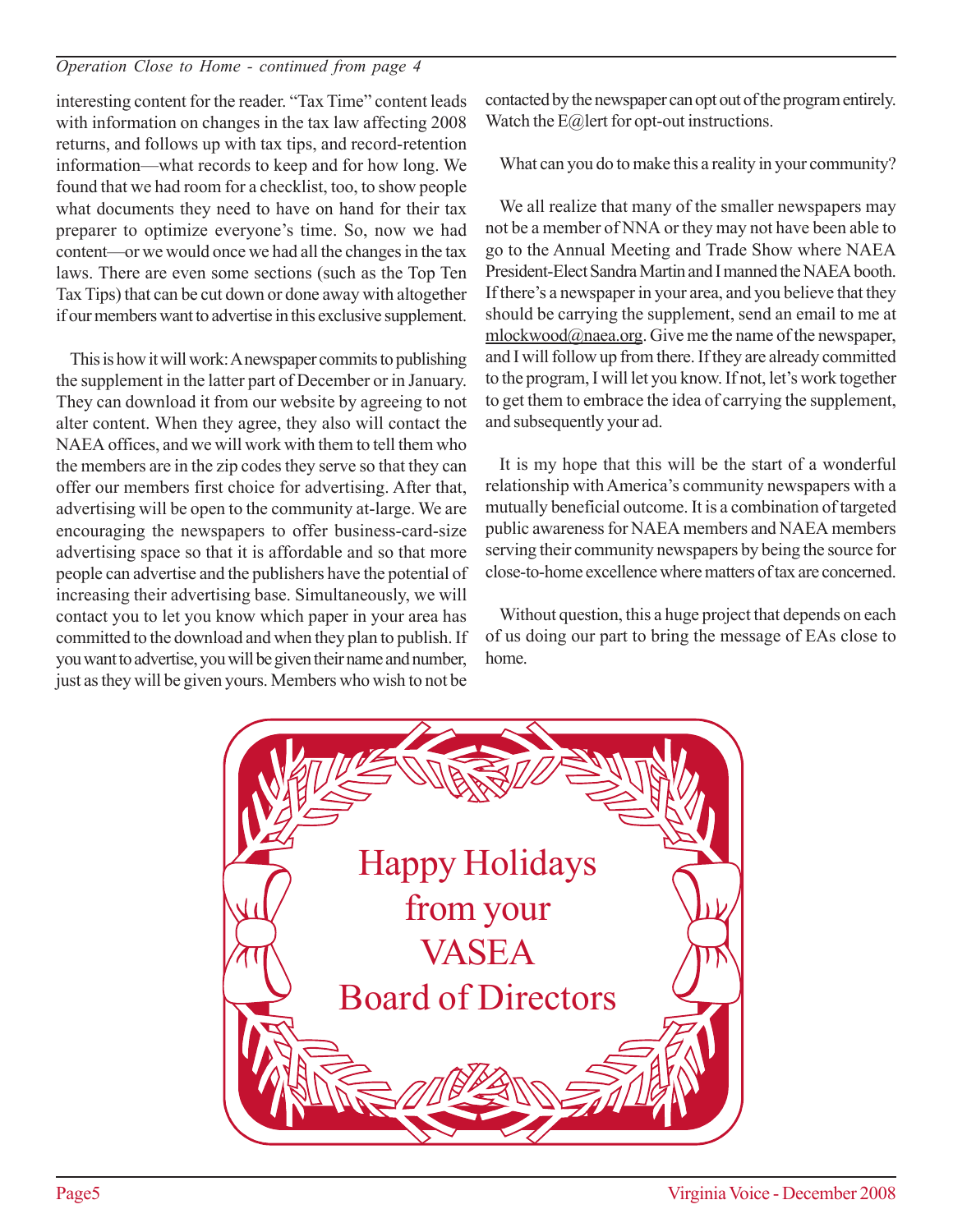*Operation Close to Home - continued from page 4*

interesting content for the reader. "Tax Time" content leads with information on changes in the tax law affecting 2008 returns, and follows up with tax tips, and record-retention information—what records to keep and for how long. We found that we had room for a checklist, too, to show people what documents they need to have on hand for their tax preparer to optimize everyone's time. So, now we had content—or we would once we had all the changes in the tax laws. There are even some sections (such as the Top Ten Tax Tips) that can be cut down or done away with altogether if our members want to advertise in this exclusive supplement.

This is how it will work: A newspaper commits to publishing the supplement in the latter part of December or in January. They can download it from our website by agreeing to not alter content. When they agree, they also will contact the NAEA offices, and we will work with them to tell them who the members are in the zip codes they serve so that they can offer our members first choice for advertising. After that, advertising will be open to the community at-large. We are encouraging the newspapers to offer business-card-size advertising space so that it is affordable and so that more people can advertise and the publishers have the potential of increasing their advertising base. Simultaneously, we will contact you to let you know which paper in your area has committed to the download and when they plan to publish. If you want to advertise, you will be given their name and number, just as they will be given yours. Members who wish to not be contacted by the newspaper can opt out of the program entirely. Watch the E@lert for opt-out instructions.

What can you do to make this a reality in your community?

We all realize that many of the smaller newspapers may not be a member of NNA or they may not have been able to go to the Annual Meeting and Trade Show where NAEA President-Elect Sandra Martin and I manned the NAEA booth. If there's a newspaper in your area, and you believe that they should be carrying the supplement, send an email to me at mlockwood@naea.org. Give me the name of the newspaper, and I will follow up from there. If they are already committed to the program, I will let you know. If not, let's work together to get them to embrace the idea of carrying the supplement, and subsequently your ad.

It is my hope that this will be the start of a wonderful relationship with America's community newspapers with a mutually beneficial outcome. It is a combination of targeted public awareness for NAEA members and NAEA members serving their community newspapers by being the source for close-to-home excellence where matters of tax are concerned.

Without question, this a huge project that depends on each of us doing our part to bring the message of EAs close to home.

Happy Holidays
from your
VASEA
Board of Directors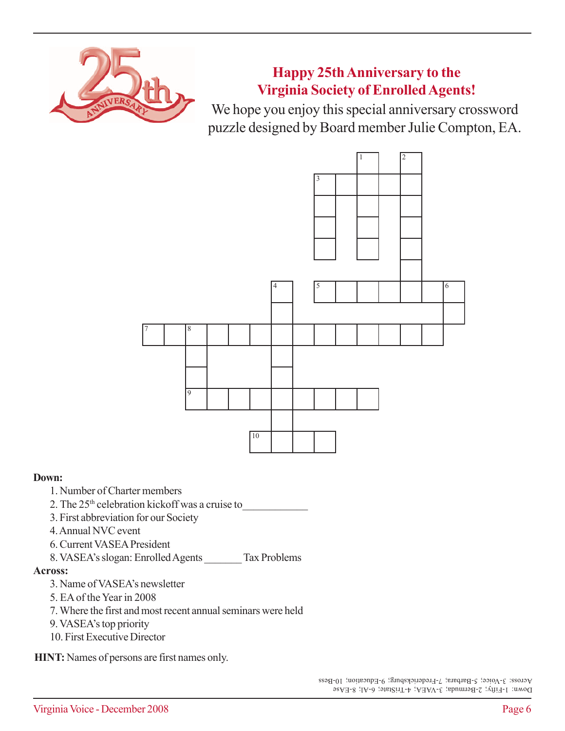## Happy 25th Anniversary to the Virginia Society of Enrolled Agents!

We hope you enjoy this special anniversary crossword puzzle designed by Board member Julie Compton, EA.

**Down:**

1. Number of Charter members
2. The 25th celebration kickoff was a cruise to____________
3. First abbreviation for our Society
4. Annual NVC event
6. Current VASEA President
8. VASEA's slogan: Enrolled Agents _______ Tax Problems

**Across:**

3. Name of VASEA's newsletter
5. EA of the Year in 2008
7. Where the first and most recent annual seminars were held
9. VASEA's top priority
10. First Executive Director

**HINT:** Names of persons are first names only.

Down: 1-Fifty; 2-Bermuda; 3-VAEA; 4-TriState; 6-Al; 8-EAse
Across: 3-Voice; 5-Barbara; 7-Fredericksburg; 9-Education; 10-Bess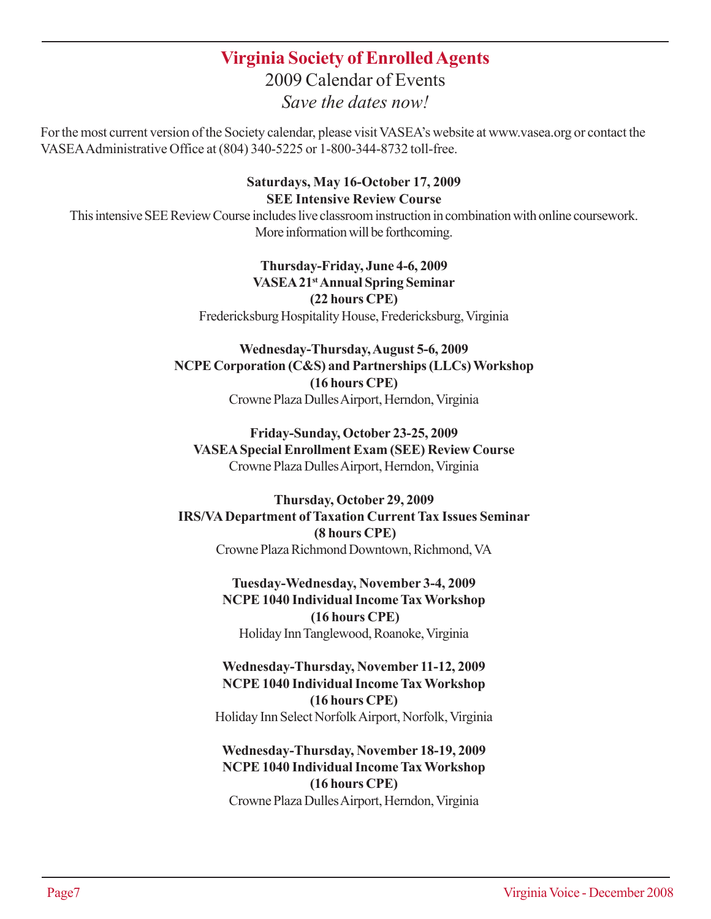# Virginia Society of Enrolled Agents

## 2009 Calendar of Events

*Save the dates now!*

For the most current version of the Society calendar, please visit VASEA's website at www.vasea.org or contact the VASEA Administrative Office at (804) 340-5225 or 1-800-344-8732 toll-free.

**Saturdays, May 16-October 17, 2009**
**SEE Intensive Review Course**
This intensive SEE Review Course includes live classroom instruction in combination with online coursework. More information will be forthcoming.

**Thursday-Friday, June 4-6, 2009**
**VASEA 21st Annual Spring Seminar**
**(22 hours CPE)**
Fredericksburg Hospitality House, Fredericksburg, Virginia

**Wednesday-Thursday, August 5-6, 2009**
**NCPE Corporation (C&S) and Partnerships (LLCs) Workshop**
**(16 hours CPE)**
Crowne Plaza Dulles Airport, Herndon, Virginia

**Friday-Sunday, October 23-25, 2009**
**VASEA Special Enrollment Exam (SEE) Review Course**
Crowne Plaza Dulles Airport, Herndon, Virginia

**Thursday, October 29, 2009**
**IRS/VA Department of Taxation Current Tax Issues Seminar**
**(8 hours CPE)**
Crowne Plaza Richmond Downtown, Richmond, VA

**Tuesday-Wednesday, November 3-4, 2009**
**NCPE 1040 Individual Income Tax Workshop**
**(16 hours CPE)**
Holiday Inn Tanglewood, Roanoke, Virginia

**Wednesday-Thursday, November 11-12, 2009**
**NCPE 1040 Individual Income Tax Workshop**
**(16 hours CPE)**
Holiday Inn Select Norfolk Airport, Norfolk, Virginia

**Wednesday-Thursday, November 18-19, 2009**
**NCPE 1040 Individual Income Tax Workshop**
**(16 hours CPE)**
Crowne Plaza Dulles Airport, Herndon, Virginia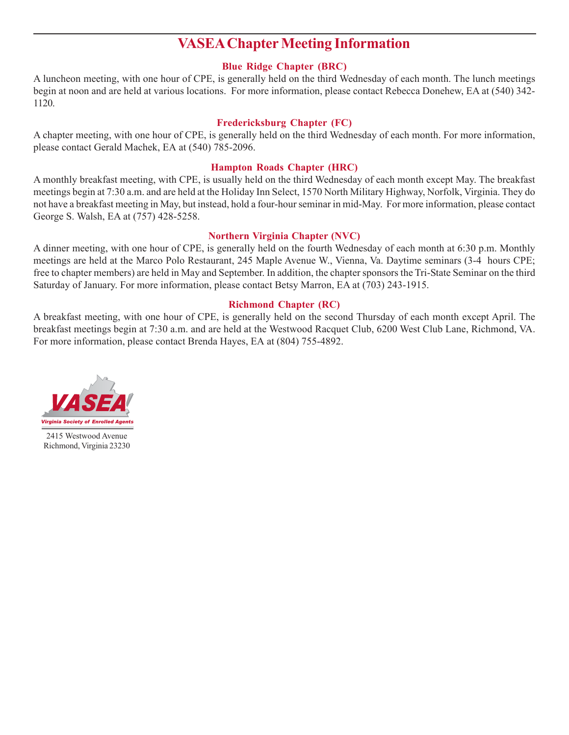# VASEA Chapter Meeting Information

### Blue Ridge Chapter (BRC)

A luncheon meeting, with one hour of CPE, is generally held on the third Wednesday of each month. The lunch meetings begin at noon and are held at various locations. For more information, please contact Rebecca Donehew, EA at (540) 342-1120.

### Fredericksburg Chapter (FC)

A chapter meeting, with one hour of CPE, is generally held on the third Wednesday of each month. For more information, please contact Gerald Machek, EA at (540) 785-2096.

### Hampton Roads Chapter (HRC)

A monthly breakfast meeting, with CPE, is usually held on the third Wednesday of each month except May. The breakfast meetings begin at 7:30 a.m. and are held at the Holiday Inn Select, 1570 North Military Highway, Norfolk, Virginia. They do not have a breakfast meeting in May, but instead, hold a four-hour seminar in mid-May. For more information, please contact George S. Walsh, EA at (757) 428-5258.

### Northern Virginia Chapter (NVC)

A dinner meeting, with one hour of CPE, is generally held on the fourth Wednesday of each month at 6:30 p.m. Monthly meetings are held at the Marco Polo Restaurant, 245 Maple Avenue W., Vienna, Va. Daytime seminars (3-4 hours CPE; free to chapter members) are held in May and September. In addition, the chapter sponsors the Tri-State Seminar on the third Saturday of January. For more information, please contact Betsy Marron, EA at (703) 243-1915.

### Richmond Chapter (RC)

A breakfast meeting, with one hour of CPE, is generally held on the second Thursday of each month except April. The breakfast meetings begin at 7:30 a.m. and are held at the Westwood Racquet Club, 6200 West Club Lane, Richmond, VA. For more information, please contact Brenda Hayes, EA at (804) 755-4892.

VASEA
Virginia Society of Enrolled Agents

2415 Westwood Avenue
Richmond, Virginia 23230